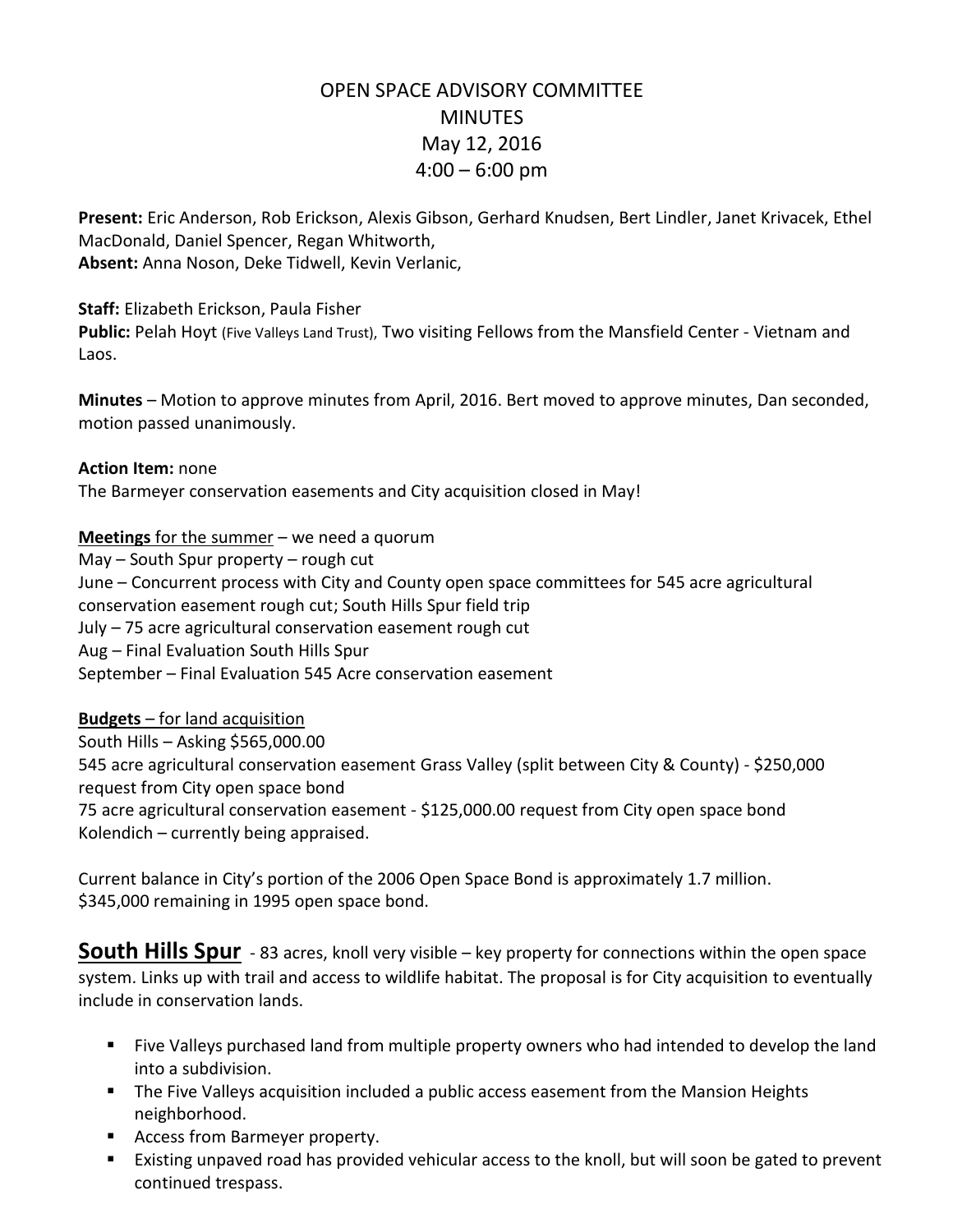# OPEN SPACE ADVISORY COMMITTEE
# MINUTES
## May 12, 2016
## 4:00 – 6:00 pm

**Present:** Eric Anderson, Rob Erickson, Alexis Gibson, Gerhard Knudsen, Bert Lindler, Janet Krivacek, Ethel MacDonald, Daniel Spencer, Regan Whitworth,
**Absent:** Anna Noson, Deke Tidwell, Kevin Verlanic,

**Staff:** Elizabeth Erickson, Paula Fisher
**Public:** Pelah Hoyt (Five Valleys Land Trust), Two visiting Fellows from the Mansfield Center - Vietnam and Laos.

**Minutes** – Motion to approve minutes from April, 2016. Bert moved to approve minutes, Dan seconded, motion passed unanimously.

**Action Item:** none
The Barmeyer conservation easements and City acquisition closed in May!

**Meetings** for the summer – we need a quorum
May – South Spur property – rough cut
June – Concurrent process with City and County open space committees for 545 acre agricultural conservation easement rough cut; South Hills Spur field trip
July – 75 acre agricultural conservation easement rough cut
Aug – Final Evaluation South Hills Spur
September – Final Evaluation 545 Acre conservation easement

**Budgets** – for land acquisition
South Hills – Asking $565,000.00
545 acre agricultural conservation easement Grass Valley (split between City & County) - $250,000 request from City open space bond
75 acre agricultural conservation easement - $125,000.00 request from City open space bond
Kolendich – currently being appraised.

Current balance in City's portion of the 2006 Open Space Bond is approximately 1.7 million.
$345,000 remaining in 1995 open space bond.

**South Hills Spur** - 83 acres, knoll very visible – key property for connections within the open space system. Links up with trail and access to wildlife habitat. The proposal is for City acquisition to eventually include in conservation lands.

- Five Valleys purchased land from multiple property owners who had intended to develop the land into a subdivision.
- The Five Valleys acquisition included a public access easement from the Mansion Heights neighborhood.
- Access from Barmeyer property.
- Existing unpaved road has provided vehicular access to the knoll, but will soon be gated to prevent continued trespass.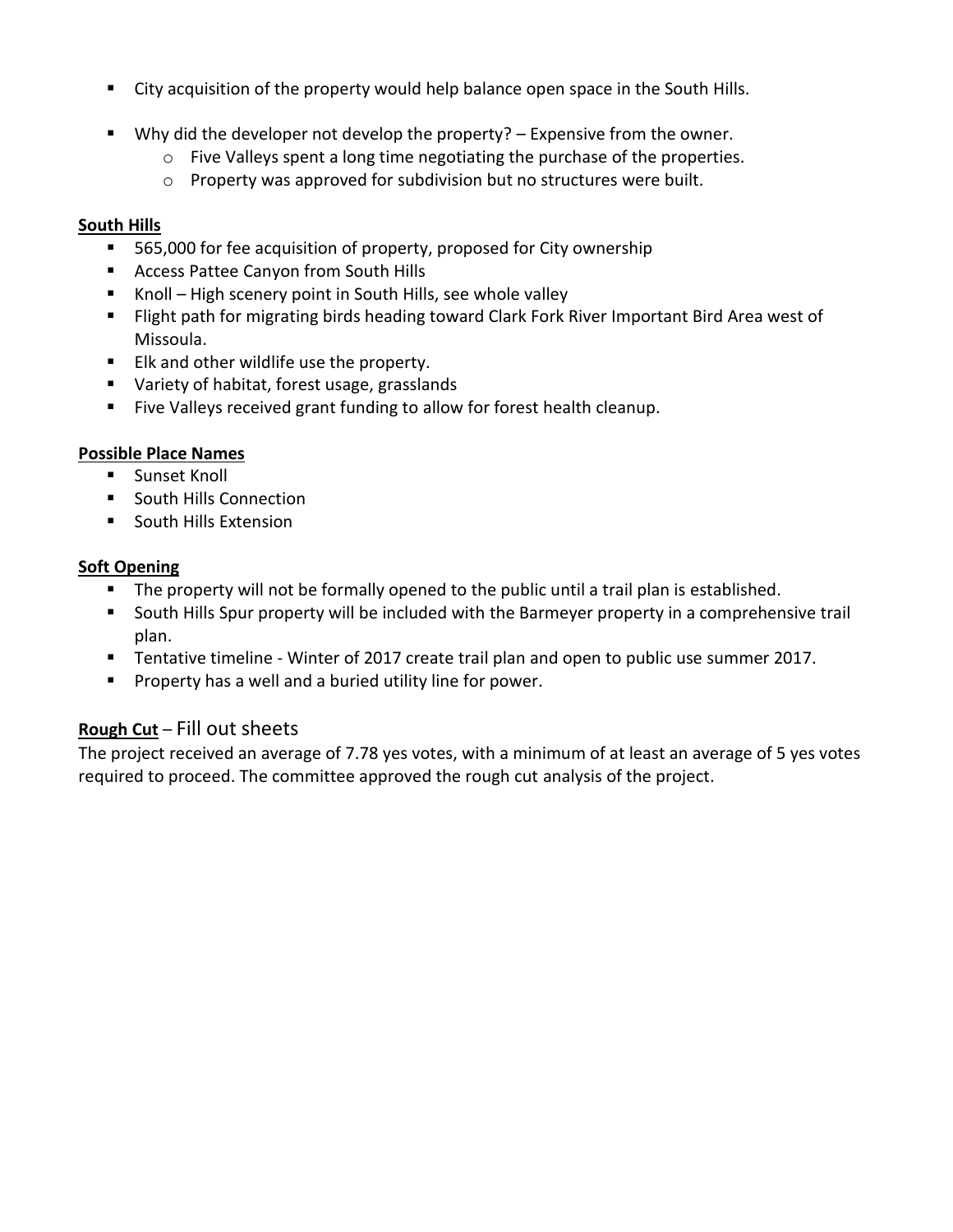- City acquisition of the property would help balance open space in the South Hills.

- Why did the developer not develop the property? – Expensive from the owner.
  - Five Valleys spent a long time negotiating the purchase of the properties.
  - Property was approved for subdivision but no structures were built.

**South Hills**

- 565,000 for fee acquisition of property, proposed for City ownership
- Access Pattee Canyon from South Hills
- Knoll – High scenery point in South Hills, see whole valley
- Flight path for migrating birds heading toward Clark Fork River Important Bird Area west of Missoula.
- Elk and other wildlife use the property.
- Variety of habitat, forest usage, grasslands
- Five Valleys received grant funding to allow for forest health cleanup.

**Possible Place Names**

- Sunset Knoll
- South Hills Connection
- South Hills Extension

**Soft Opening**

- The property will not be formally opened to the public until a trail plan is established.
- South Hills Spur property will be included with the Barmeyer property in a comprehensive trail plan.
- Tentative timeline - Winter of 2017 create trail plan and open to public use summer 2017.
- Property has a well and a buried utility line for power.

**Rough Cut** – Fill out sheets

The project received an average of 7.78 yes votes, with a minimum of at least an average of 5 yes votes required to proceed. The committee approved the rough cut analysis of the project.